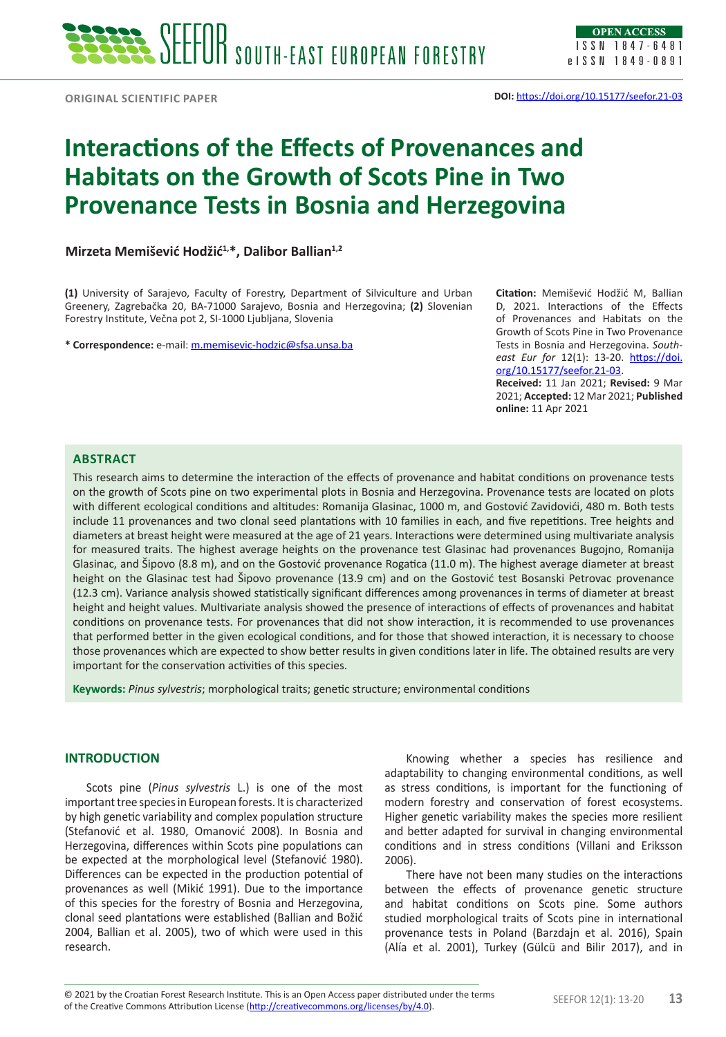ORIGINAL SCIENTIFIC PAPER

**DOI:** https://doi.org/10.15177/seefor.21-03

# Interactions of the Effects of Provenances and Habitats on the Growth of Scots Pine in Two Provenance Tests in Bosnia and Herzegovina

**Mirzeta Memišević Hodžić[1,*], Dalibor Ballian[1,2]**

**(1)** University of Sarajevo, Faculty of Forestry, Department of Silviculture and Urban Greenery, Zagrebačka 20, BA-71000 Sarajevo, Bosnia and Herzegovina; **(2)** Slovenian Forestry Institute, Večna pot 2, SI-1000 Ljubljana, Slovenia

**\* Correspondence:** e-mail: m.memisevic-hodzic@sfsa.unsa.ba

**Citation:** Memišević Hodžić M, Ballian D, 2021. Interactions of the Effects of Provenances and Habitats on the Growth of Scots Pine in Two Provenance Tests in Bosnia and Herzegovina. *South-east Eur for* 12(1): 13-20. https://doi.org/10.15177/seefor.21-03.

**Received:** 11 Jan 2021; **Revised:** 9 Mar 2021; **Accepted:** 12 Mar 2021; **Published online:** 11 Apr 2021

## ABSTRACT

This research aims to determine the interaction of the effects of provenance and habitat conditions on provenance tests on the growth of Scots pine on two experimental plots in Bosnia and Herzegovina. Provenance tests are located on plots with different ecological conditions and altitudes: Romanija Glasinac, 1000 m, and Gostović Zavidovići, 480 m. Both tests include 11 provenances and two clonal seed plantations with 10 families in each, and five repetitions. Tree heights and diameters at breast height were measured at the age of 21 years. Interactions were determined using multivariate analysis for measured traits. The highest average heights on the provenance test Glasinac had provenances Bugojno, Romanija Glasinac, and Šipovo (8.8 m), and on the Gostović provenance Rogatica (11.0 m). The highest average diameter at breast height on the Glasinac test had Šipovo provenance (13.9 cm) and on the Gostović test Bosanski Petrovac provenance (12.3 cm). Variance analysis showed statistically significant differences among provenances in terms of diameter at breast height and height values. Multivariate analysis showed the presence of interactions of effects of provenances and habitat conditions on provenance tests. For provenances that did not show interaction, it is recommended to use provenances that performed better in the given ecological conditions, and for those that showed interaction, it is necessary to choose those provenances which are expected to show better results in given conditions later in life. The obtained results are very important for the conservation activities of this species.

**Keywords:** *Pinus sylvestris*; morphological traits; genetic structure; environmental conditions

## INTRODUCTION

Scots pine (*Pinus sylvestris* L.) is one of the most important tree species in European forests. It is characterized by high genetic variability and complex population structure (Stefanović et al. 1980, Omanović 2008). In Bosnia and Herzegovina, differences within Scots pine populations can be expected at the morphological level (Stefanović 1980). Differences can be expected in the production potential of provenances as well (Mikić 1991). Due to the importance of this species for the forestry of Bosnia and Herzegovina, clonal seed plantations were established (Ballian and Božić 2004, Ballian et al. 2005), two of which were used in this research.

Knowing whether a species has resilience and adaptability to changing environmental conditions, as well as stress conditions, is important for the functioning of modern forestry and conservation of forest ecosystems. Higher genetic variability makes the species more resilient and better adapted for survival in changing environmental conditions and in stress conditions (Villani and Eriksson 2006).

There have not been many studies on the interactions between the effects of provenance genetic structure and habitat conditions on Scots pine. Some authors studied morphological traits of Scots pine in international provenance tests in Poland (Barzdajn et al. 2016), Spain (Alía et al. 2001), Turkey (Gülcü and Bilir 2017), and in

© 2021 by the Croatian Forest Research Institute. This is an Open Access paper distributed under the terms of the Creative Commons Attribution License (http://creativecommons.org/licenses/by/4.0).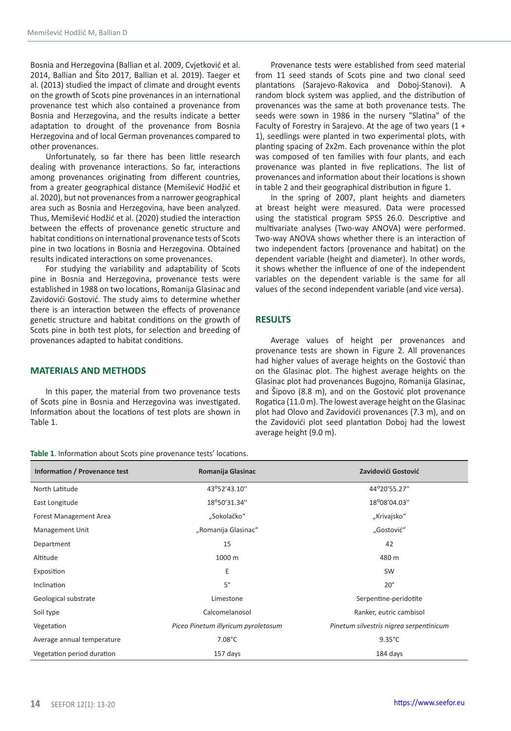Bosnia and Herzegovina (Ballian et al. 2009, Cvjetković et al. 2014, Ballian and Šito 2017, Ballian et al. 2019). Taeger et al. (2013) studied the impact of climate and drought events on the growth of Scots pine provenances in an international provenance test which also contained a provenance from Bosnia and Herzegovina, and the results indicate a better adaptation to drought of the provenance from Bosnia Herzegovina and of local German provenances compared to other provenances.

Unfortunately, so far there has been little research dealing with provenance interactions. So far, interactions among provenances originating from different countries, from a greater geographical distance (Memišević Hodžić et al. 2020), but not provenances from a narrower geographical area such as Bosnia and Herzegovina, have been analyzed. Thus, Memišević Hodžić et al. (2020) studied the interaction between the effects of provenance genetic structure and habitat conditions on international provenance tests of Scots pine in two locations in Bosnia and Herzegovina. Obtained results indicated interactions on some provenances.

For studying the variability and adaptability of Scots pine in Bosnia and Herzegovina, provenance tests were established in 1988 on two locations, Romanija Glasinac and Zavidovići Gostović. The study aims to determine whether there is an interaction between the effects of provenance genetic structure and habitat conditions on the growth of Scots pine in both test plots, for selection and breeding of provenances adapted to habitat conditions.

## MATERIALS AND METHODS

In this paper, the material from two provenance tests of Scots pine in Bosnia and Herzegovina was investigated. Information about the locations of test plots are shown in Table 1.

**Table 1**. Information about Scots pine provenance tests' locations.

| Information / Provenance test | Romanija Glasinac | Zavidovići Gostović |
|---|---|---|
| North Latitude | 43°52'43.10'' | 44°20'55.27'' |
| East Longitude | 18°50'31.34'' | 18°08'04.03'' |
| Forest Management Area | „Sokolačko“ | „Krivajsko“ |
| Management Unit | „Romanija Glasinac“ | „Gostović“ |
| Department | 15 | 42 |
| Altitude | 1000 m | 480 m |
| Exposition | E | SW |
| Inclination | 5° | 20° |
| Geological substrate | Limestone | Serpentine-peridotite |
| Soil type | Calcomelanosol | Ranker, eutric cambisol |
| Vegetation | *Piceo Pinetum illyricum pyroletosum* | *Pinetum silvestris nigrea serpentinicum* |
| Average annual temperature | 7.08°C | 9.35°C |
| Vegetation period duration | 157 days | 184 days |

Provenance tests were established from seed material from 11 seed stands of Scots pine and two clonal seed plantations (Sarajevo-Rakovica and Doboj-Stanovi). A random block system was applied, and the distribution of provenances was the same at both provenance tests. The seeds were sown in 1986 in the nursery "Slatina" of the Faculty of Forestry in Sarajevo. At the age of two years (1 + 1), seedlings were planted in two experimental plots, with planting spacing of 2x2m. Each provenance within the plot was composed of ten families with four plants, and each provenance was planted in five replications. The list of provenances and information about their locations is shown in table 2 and their geographical distribution in figure 1.

In the spring of 2007, plant heights and diameters at breast height were measured. Data were processed using the statistical program SPSS 26.0. Descriptive and multivariate analyses (Two-way ANOVA) were performed. Two-way ANOVA shows whether there is an interaction of two independent factors (provenance and habitat) on the dependent variable (height and diameter). In other words, it shows whether the influence of one of the independent variables on the dependent variable is the same for all values of the second independent variable (and vice versa).

## RESULTS

Average values of height per provenances and provenance tests are shown in Figure 2. All provenances had higher values of average heights on the Gostović than on the Glasinac plot. The highest average heights on the Glasinac plot had provenances Bugojno, Romanija Glasinac, and Šipovo (8.8 m), and on the Gostović plot provenance Rogatica (11.0 m). The lowest average height on the Glasinac plot had Olovo and Zavidovići provenances (7.3 m), and on the Zavidovići plot seed plantation Doboj had the lowest average height (9.0 m).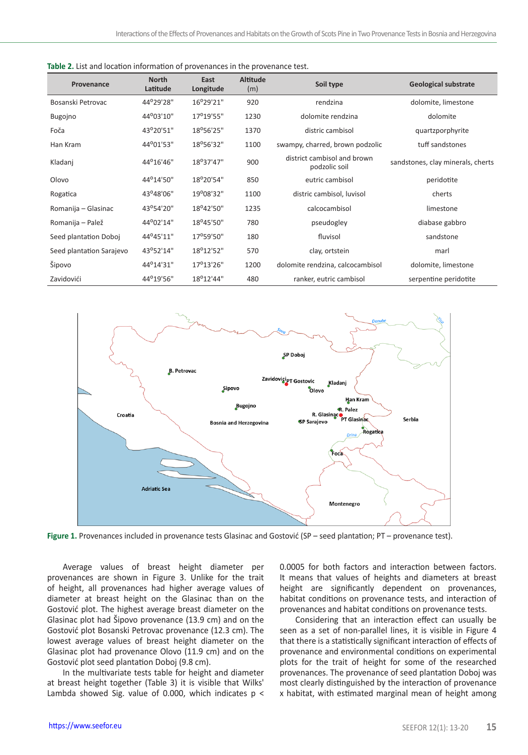**Table 2.** List and location information of provenances in the provenance test.

| Provenance | North Latitude | East Longitude | Altitude (m) | Soil type | Geological substrate |
|---|---|---|---|---|---|
| Bosanski Petrovac | 44°29'28" | 16°29'21" | 920 | rendzina | dolomite, limestone |
| Bugojno | 44°03'10" | 17°19'55" | 1230 | dolomite rendzina | dolomite |
| Foča | 43°20'51" | 18°56'25" | 1370 | distric cambisol | quartzporphyrite |
| Han Kram | 44°01'53" | 18°56'32" | 1100 | swampy, charred, brown podzolic | tuff sandstones |
| Kladanj | 44°16'46" | 18°37'47" | 900 | district cambisol and brown podzolic soil | sandstones, clay minerals, cherts |
| Olovo | 44°14'50" | 18°20'54" | 850 | eutric cambisol | peridotite |
| Rogatica | 43°48'06" | 19°08'32" | 1100 | distric cambisol, luvisol | cherts |
| Romanija – Glasinac | 43°54'20" | 18°42'50" | 1235 | calcocambisol | limestone |
| Romanija – Palež | 44°02'14" | 18°45'50" | 780 | pseudogley | diabase gabbro |
| Seed plantation Doboj | 44°45'11" | 17°59'50" | 180 | fluvisol | sandstone |
| Seed plantation Sarajevo | 43°52'14" | 18°12'52" | 570 | clay, ortstein | marl |
| Šipovo | 44°14'31" | 17°13'26" | 1200 | dolomite rendzina, calcocambisol | dolomite, limestone |
| Zavidovići | 44°19'56" | 18°12'44" | 480 | ranker, eutric cambisol | serpentine peridotite |

**Figure 1.** Provenances included in provenance tests Glasinac and Gostović (SP – seed plantation; PT – provenance test).

Average values of breast height diameter per provenances are shown in Figure 3. Unlike for the trait of height, all provenances had higher average values of diameter at breast height on the Glasinac than on the Gostović plot. The highest average breast diameter on the Glasinac plot had Šipovo provenance (13.9 cm) and on the Gostović plot Bosanski Petrovac provenance (12.3 cm). The lowest average values of breast height diameter on the Glasinac plot had provenance Olovo (11.9 cm) and on the Gostović plot seed plantation Doboj (9.8 cm).

In the multivariate tests table for height and diameter at breast height together (Table 3) it is visible that Wilks' Lambda showed Sig. value of 0.000, which indicates $p < 0.0005$ for both factors and interaction between factors. It means that values of heights and diameters at breast height are significantly dependent on provenances, habitat conditions on provenance tests, and interaction of provenances and habitat conditions on provenance tests.

Considering that an interaction effect can usually be seen as a set of non-parallel lines, it is visible in Figure 4 that there is a statistically significant interaction of effects of provenance and environmental conditions on experimental plots for the trait of height for some of the researched provenances. The provenance of seed plantation Doboj was most clearly distinguished by the interaction of provenance x habitat, with estimated marginal mean of height among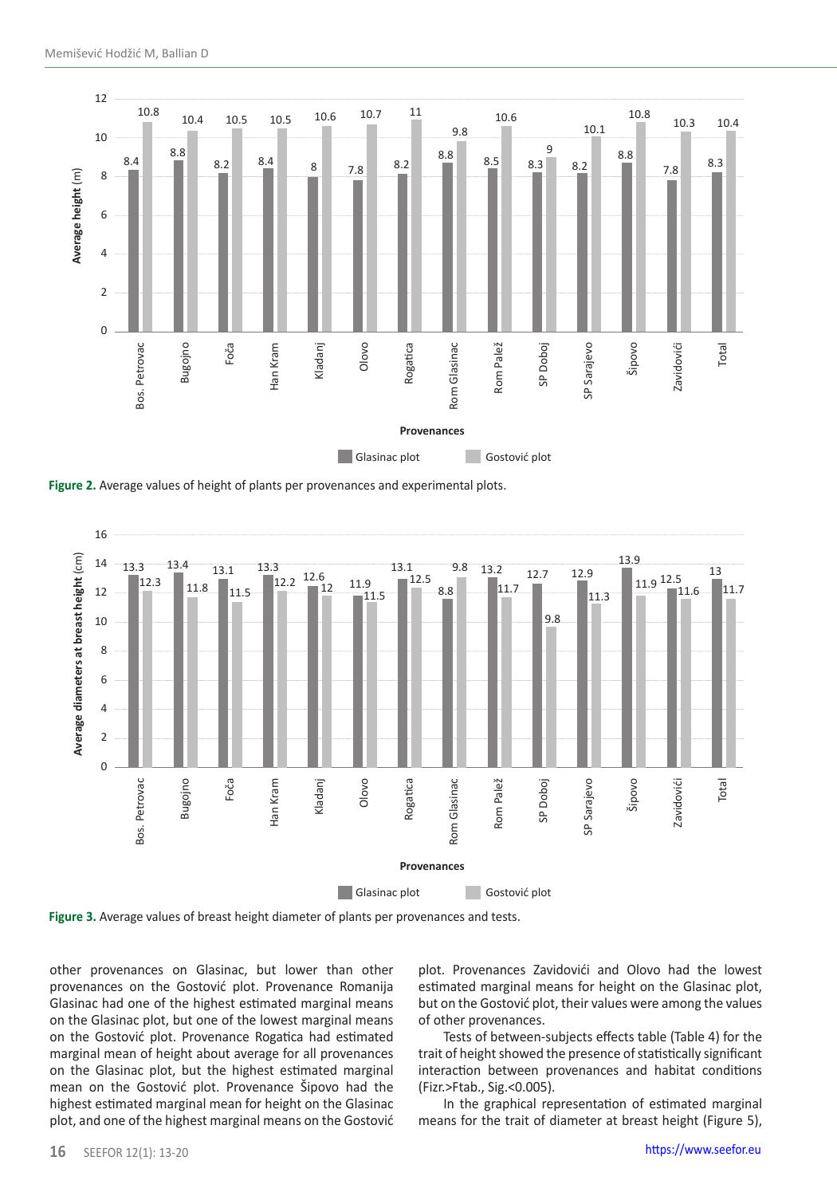**Figure 2.** Average values of height of plants per provenances and experimental plots.

**Figure 3.** Average values of breast height diameter of plants per provenances and tests.

other provenances on Glasinac, but lower than other provenances on the Gostović plot. Provenance Romanija Glasinac had one of the highest estimated marginal means on the Glasinac plot, but one of the lowest marginal means on the Gostović plot. Provenance Rogatica had estimated marginal mean of height about average for all provenances on the Glasinac plot, but the highest estimated marginal mean on the Gostović plot. Provenance Šipovo had the highest estimated marginal mean for height on the Glasinac plot, and one of the highest marginal means on the Gostović plot. Provenances Zavidovići and Olovo had the lowest estimated marginal means for height on the Glasinac plot, but on the Gostović plot, their values were among the values of other provenances.

Tests of between-subjects effects table (Table 4) for the trait of height showed the presence of statistically significant interaction between provenances and habitat conditions (Fizr.>Ftab., Sig.<0.005).

In the graphical representation of estimated marginal means for the trait of diameter at breast height (Figure 5),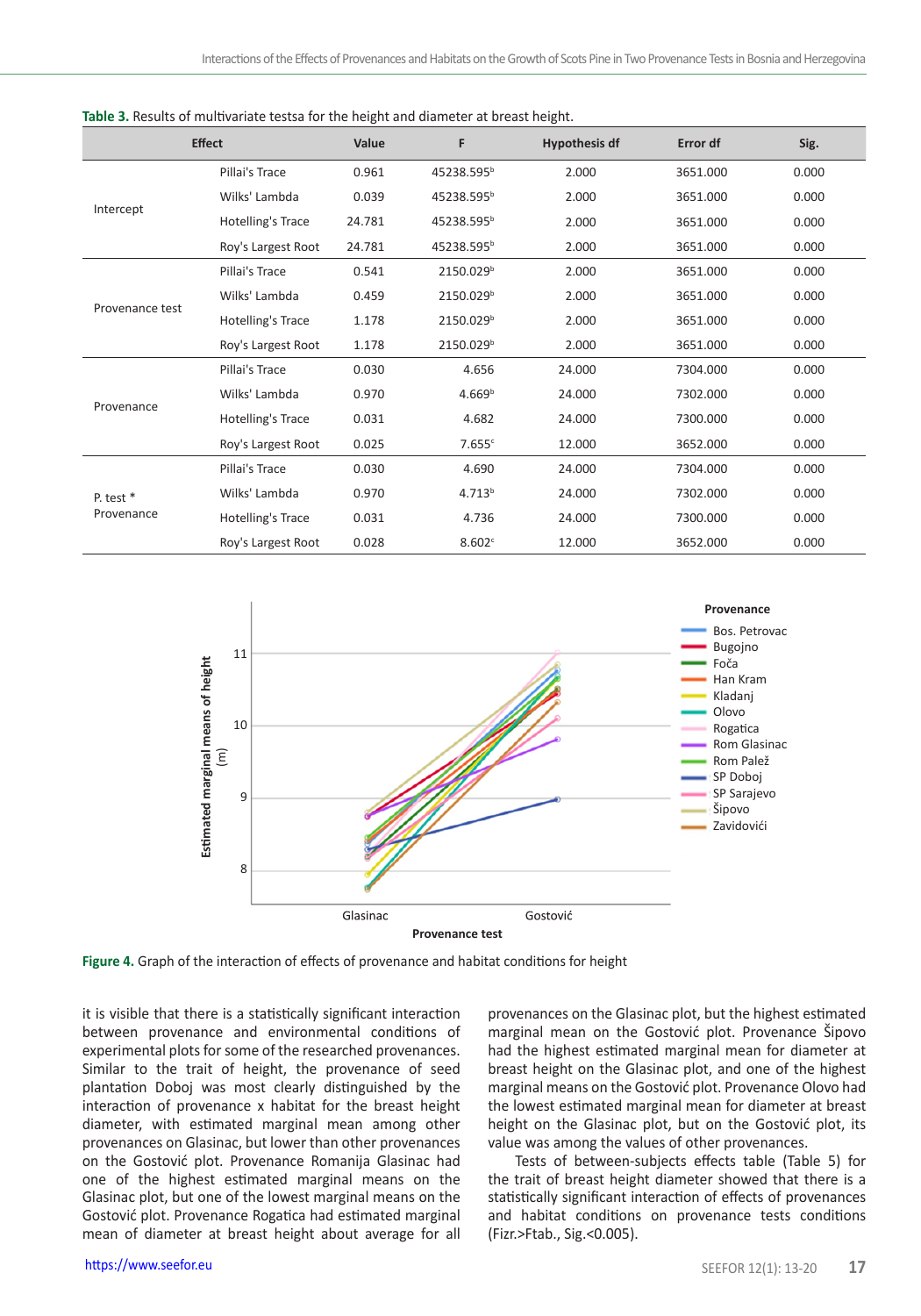**Table 3.** Results of multivariate testsa for the height and diameter at breast height.

| Effect | | Value | F | Hypothesis df | Error df | Sig. |
|---|---|---|---|---|---|---|
| Intercept | Pillai's Trace | 0.961 | 45238.595[b] | 2.000 | 3651.000 | 0.000 |
| | Wilks' Lambda | 0.039 | 45238.595[b] | 2.000 | 3651.000 | 0.000 |
| | Hotelling's Trace | 24.781 | 45238.595[b] | 2.000 | 3651.000 | 0.000 |
| | Roy's Largest Root | 24.781 | 45238.595[b] | 2.000 | 3651.000 | 0.000 |
| Provenance test | Pillai's Trace | 0.541 | 2150.029[b] | 2.000 | 3651.000 | 0.000 |
| | Wilks' Lambda | 0.459 | 2150.029[b] | 2.000 | 3651.000 | 0.000 |
| | Hotelling's Trace | 1.178 | 2150.029[b] | 2.000 | 3651.000 | 0.000 |
| | Roy's Largest Root | 1.178 | 2150.029[b] | 2.000 | 3651.000 | 0.000 |
| Provenance | Pillai's Trace | 0.030 | 4.656 | 24.000 | 7304.000 | 0.000 |
| | Wilks' Lambda | 0.970 | 4.669[b] | 24.000 | 7302.000 | 0.000 |
| | Hotelling's Trace | 0.031 | 4.682 | 24.000 | 7300.000 | 0.000 |
| | Roy's Largest Root | 0.025 | 7.655[c] | 12.000 | 3652.000 | 0.000 |
| P. test * Provenance | Pillai's Trace | 0.030 | 4.690 | 24.000 | 7304.000 | 0.000 |
| | Wilks' Lambda | 0.970 | 4.713[b] | 24.000 | 7302.000 | 0.000 |
| | Hotelling's Trace | 0.031 | 4.736 | 24.000 | 7300.000 | 0.000 |
| | Roy's Largest Root | 0.028 | 8.602[c] | 12.000 | 3652.000 | 0.000 |

**Figure 4.** Graph of the interaction of effects of provenance and habitat conditions for height

it is visible that there is a statistically significant interaction between provenance and environmental conditions of experimental plots for some of the researched provenances. Similar to the trait of height, the provenance of seed plantation Doboj was most clearly distinguished by the interaction of provenance x habitat for the breast height diameter, with estimated marginal mean among other provenances on Glasinac, but lower than other provenances on the Gostović plot. Provenance Romanija Glasinac had one of the highest estimated marginal means on the Glasinac plot, but one of the lowest marginal means on the Gostović plot. Provenance Rogatica had estimated marginal mean of diameter at breast height about average for all provenances on the Glasinac plot, but the highest estimated marginal mean on the Gostović plot. Provenance Šipovo had the highest estimated marginal mean for diameter at breast height on the Glasinac plot, and one of the highest marginal means on the Gostović plot. Provenance Olovo had the lowest estimated marginal mean for diameter at breast height on the Glasinac plot, but on the Gostović plot, its value was among the values of other provenances.

Tests of between-subjects effects table (Table 5) for the trait of breast height diameter showed that there is a statistically significant interaction of effects of provenances and habitat conditions on provenance tests conditions (Fizr.>Ftab., Sig.<0.005).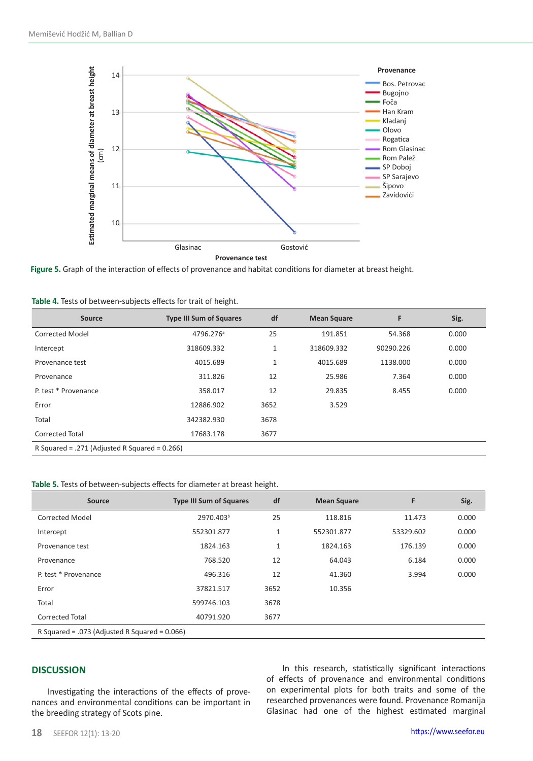Figure 5. Graph of the interaction of effects of provenance and habitat conditions for diameter at breast height.

**Table 4.** Tests of between-subjects effects for trait of height.

| Source | Type III Sum of Squares | df | Mean Square | F | Sig. |
|---|---|---|---|---|---|
| Corrected Model | 4796.276[a] | 25 | 191.851 | 54.368 | 0.000 |
| Intercept | 318609.332 | 1 | 318609.332 | 90290.226 | 0.000 |
| Provenance test | 4015.689 | 1 | 4015.689 | 1138.000 | 0.000 |
| Provenance | 311.826 | 12 | 25.986 | 7.364 | 0.000 |
| P. test * Provenance | 358.017 | 12 | 29.835 | 8.455 | 0.000 |
| Error | 12886.902 | 3652 | 3.529 | | |
| Total | 342382.930 | 3678 | | | |
| Corrected Total | 17683.178 | 3677 | | | |
| R Squared = .271 (Adjusted R Squared = 0.266) | | | | | |

**Table 5.** Tests of between-subjects effects for diameter at breast height.

| Source | Type III Sum of Squares | df | Mean Square | F | Sig. |
|---|---|---|---|---|---|
| Corrected Model | 2970.403[b] | 25 | 118.816 | 11.473 | 0.000 |
| Intercept | 552301.877 | 1 | 552301.877 | 53329.602 | 0.000 |
| Provenance test | 1824.163 | 1 | 1824.163 | 176.139 | 0.000 |
| Provenance | 768.520 | 12 | 64.043 | 6.184 | 0.000 |
| P. test * Provenance | 496.316 | 12 | 41.360 | 3.994 | 0.000 |
| Error | 37821.517 | 3652 | 10.356 | | |
| Total | 599746.103 | 3678 | | | |
| Corrected Total | 40791.920 | 3677 | | | |
| R Squared = .073 (Adjusted R Squared = 0.066) | | | | | |

## DISCUSSION

Investigating the interactions of the effects of provenances and environmental conditions can be important in the breeding strategy of Scots pine.

In this research, statistically significant interactions of effects of provenance and environmental conditions on experimental plots for both traits and some of the researched provenances were found. Provenance Romanija Glasinac had one of the highest estimated marginal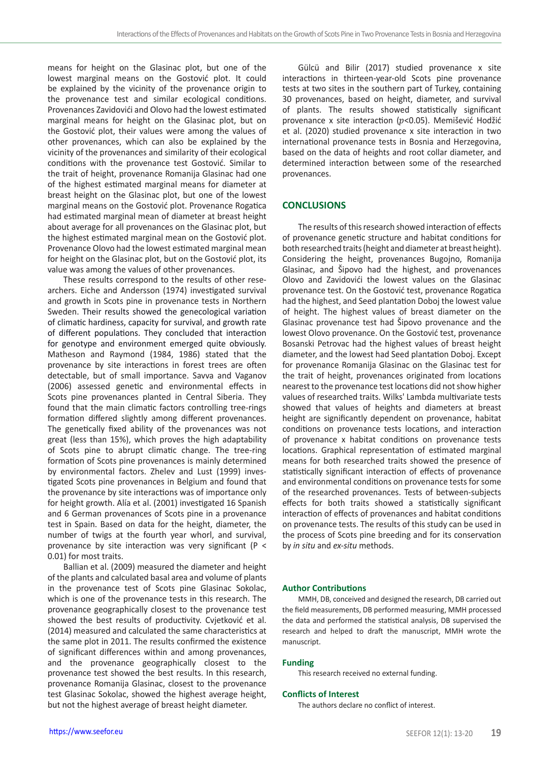means for height on the Glasinac plot, but one of the lowest marginal means on the Gostović plot. It could be explained by the vicinity of the provenance origin to the provenance test and similar ecological conditions. Provenances Zavidovići and Olovo had the lowest estimated marginal means for height on the Glasinac plot, but on the Gostović plot, their values were among the values of other provenances, which can also be explained by the vicinity of the provenances and similarity of their ecological conditions with the provenance test Gostović. Similar to the trait of height, provenance Romanija Glasinac had one of the highest estimated marginal means for diameter at breast height on the Glasinac plot, but one of the lowest marginal means on the Gostović plot. Provenance Rogatica had estimated marginal mean of diameter at breast height about average for all provenances on the Glasinac plot, but the highest estimated marginal mean on the Gostović plot. Provenance Olovo had the lowest estimated marginal mean for height on the Glasinac plot, but on the Gostović plot, its value was among the values of other provenances.

These results correspond to the results of other researchers. Eiche and Andersson (1974) investigated survival and growth in Scots pine in provenance tests in Northern Sweden. Their results showed the genecological variation of climatic hardiness, capacity for survival, and growth rate of different populations. They concluded that interaction for genotype and environment emerged quite obviously. Matheson and Raymond (1984, 1986) stated that the provenance by site interactions in forest trees are often detectable, but of small importance. Savva and Vaganov (2006) assessed genetic and environmental effects in Scots pine provenances planted in Central Siberia. They found that the main climatic factors controlling tree-rings formation differed slightly among different provenances. The genetically fixed ability of the provenances was not great (less than 15%), which proves the high adaptability of Scots pine to abrupt climatic change. The tree-ring formation of Scots pine provenances is mainly determined by environmental factors. Zhelev and Lust (1999) investigated Scots pine provenances in Belgium and found that the provenance by site interactions was of importance only for height growth. Alía et al. (2001) investigated 16 Spanish and 6 German provenances of Scots pine in a provenance test in Spain. Based on data for the height, diameter, the number of twigs at the fourth year whorl, and survival, provenance by site interaction was very significant ($P < 0.01$) for most traits.

Ballian et al. (2009) measured the diameter and height of the plants and calculated basal area and volume of plants in the provenance test of Scots pine Glasinac Sokolac, which is one of the provenance tests in this research. The provenance geographically closest to the provenance test showed the best results of productivity. Cvjetković et al. (2014) measured and calculated the same characteristics at the same plot in 2011. The results confirmed the existence of significant differences within and among provenances, and the provenance geographically closest to the provenance test showed the best results. In this research, provenance Romanija Glasinac, closest to the provenance test Glasinac Sokolac, showed the highest average height, but not the highest average of breast height diameter.

Gülcü and Bilir (2017) studied provenance x site interactions in thirteen-year-old Scots pine provenance tests at two sites in the southern part of Turkey, containing 30 provenances, based on height, diameter, and survival of plants. The results showed statistically significant provenance x site interaction ($p<0.05$). Memišević Hodžić et al. (2020) studied provenance x site interaction in two international provenance tests in Bosnia and Herzegovina, based on the data of heights and root collar diameter, and determined interaction between some of the researched provenances.

## CONCLUSIONS

The results of this research showed interaction of effects of provenance genetic structure and habitat conditions for both researched traits (height and diameter at breast height). Considering the height, provenances Bugojno, Romanija Glasinac, and Šipovo had the highest, and provenances Olovo and Zavidovići the lowest values on the Glasinac provenance test. On the Gostović test, provenance Rogatica had the highest, and Seed plantation Doboj the lowest value of height. The highest values of breast diameter on the Glasinac provenance test had Šipovo provenance and the lowest Olovo provenance. On the Gostović test, provenance Bosanski Petrovac had the highest values of breast height diameter, and the lowest had Seed plantation Doboj. Except for provenance Romanija Glasinac on the Glasinac test for the trait of height, provenances originated from locations nearest to the provenance test locations did not show higher values of researched traits. Wilks' Lambda multivariate tests showed that values of heights and diameters at breast height are significantly dependent on provenance, habitat conditions on provenance tests locations, and interaction of provenance x habitat conditions on provenance tests locations. Graphical representation of estimated marginal means for both researched traits showed the presence of statistically significant interaction of effects of provenance and environmental conditions on provenance tests for some of the researched provenances. Tests of between-subjects effects for both traits showed a statistically significant interaction of effects of provenances and habitat conditions on provenance tests. The results of this study can be used in the process of Scots pine breeding and for its conservation by *in situ* and *ex-situ* methods.

#### Author Contributions

MMH, DB, conceived and designed the research, DB carried out the field measurements, DB performed measuring, MMH processed the data and performed the statistical analysis, DB supervised the research and helped to draft the manuscript, MMH wrote the manuscript.

#### Funding

This research received no external funding.

#### Conflicts of Interest

The authors declare no conflict of interest.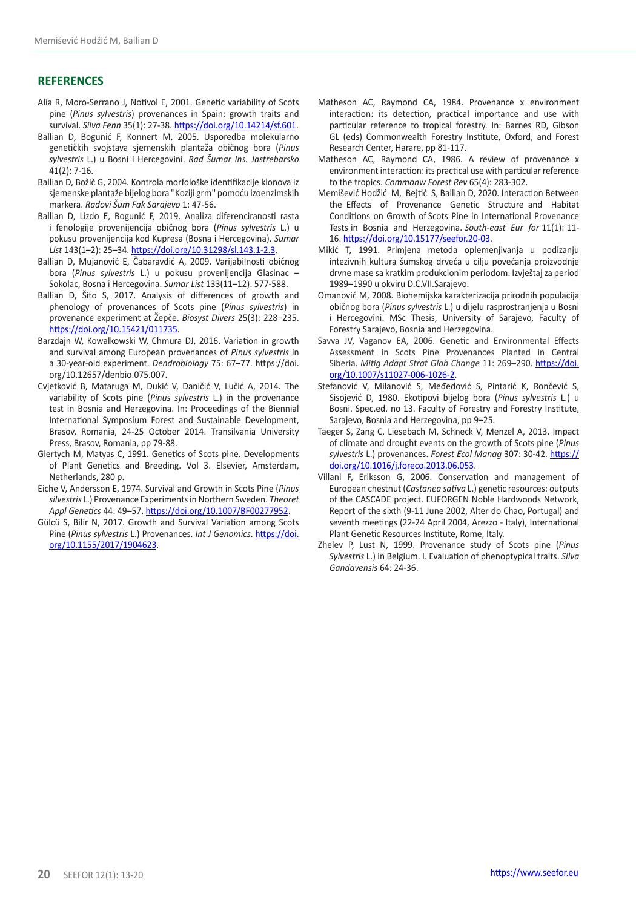## REFERENCES

Alía R, Moro-Serrano J, Notivol E, 2001. Genetic variability of Scots pine (*Pinus sylvestris*) provenances in Spain: growth traits and survival. *Silva Fenn* 35(1): 27-38. https://doi.org/10.14214/sf.601.

Ballian D, Bogunić F, Konnert M, 2005. Usporedba molekularno genetičkih svojstava sjemenskih plantaža običnog bora (*Pinus sylvestris* L.) u Bosni i Hercegovini. *Rad Šumar Ins. Jastrebarsko* 41(2): 7-16.

Ballian D, Božič G, 2004. Kontrola morfološke identifikacije klonova iz sjemenske plantaže bijelog bora ''Koziji grm'' pomoću izoenzimskih markera. *Radovi Šum Fak Sarajevo* 1: 47-56.

Ballian D, Lizdo E, Bogunić F, 2019. Analiza diferenciranosti rasta i fenologije provenijencija običnog bora (*Pinus sylvestris* L.) u pokusu provenijencija kod Kupresa (Bosna i Hercegovina). *Sumar List* 143(1–2): 25–34. https://doi.org/10.31298/sl.143.1-2.3.

Ballian D, Mujanović E, Čabaravdić A, 2009. Varijabilnosti običnog bora (*Pinus sylvestris* L.) u pokusu provenijencija Glasinac – Sokolac, Bosna i Hercegovina. *Sumar List* 133(11–12): 577-588.

Ballian D, Šito S, 2017. Analysis of differences of growth and phenology of provenances of Scots pine (*Pinus sylvestris*) in provenance experiment at Žepče. *Biosyst Divers* 25(3): 228–235. https://doi.org/10.15421/011735.

Barzdajn W, Kowalkowski W, Chmura DJ, 2016. Variation in growth and survival among European provenances of *Pinus sylvestris* in a 30-year-old experiment. *Dendrobiology* 75: 67–77. https://doi.org/10.12657/denbio.075.007.

Cvjetković B, Mataruga M, Dukić V, Daničić V, Lučić A, 2014. The variability of Scots pine (*Pinus sylvestris* L.) in the provenance test in Bosnia and Herzegovina. In: Proceedings of the Biennial International Symposium Forest and Sustainable Development, Brasov, Romania, 24-25 October 2014. Transilvania University Press, Brasov, Romania, pp 79-88.

Giertych M, Matyas C, 1991. Genetics of Scots pine. Developments of Plant Genetics and Breeding. Vol 3. Elsevier, Amsterdam, Netherlands, 280 p.

Eiche V, Andersson E, 1974. Survival and Growth in Scots Pine (*Pinus silvestris* L.) Provenance Experiments in Northern Sweden. *Theoret Appl Genetics* 44: 49–57. https://doi.org/10.1007/BF00277952.

Gülcü S, Bilir N, 2017. Growth and Survival Variation among Scots Pine (*Pinus sylvestris* L.) Provenances. *Int J Genomics*. https://doi.org/10.1155/2017/1904623.

Matheson AC, Raymond CA, 1984. Provenance x environment interaction: its detection, practical importance and use with particular reference to tropical forestry. In: Barnes RD, Gibson GL (eds) Commonwealth Forestry Institute, Oxford, and Forest Research Center, Harare, pp 81-117.

Matheson AC, Raymond CA, 1986. A review of provenance x environment interaction: its practical use with particular reference to the tropics. *Commonw Forest Rev* 65(4): 283-302.

Memišević Hodžić M, Bejtić S, Ballian D, 2020. Interaction Between the Effects of Provenance Genetic Structure and Habitat Conditions on Growth of Scots Pine in International Provenance Tests in Bosnia and Herzegovina. *South-east Eur for* 11(1): 11-16. https://doi.org/10.15177/seefor.20-03.

Mikić T, 1991. Primjena metoda oplemenjivanja u podizanju intezivnih kultura šumskog drveća u cilju povećanja proizvodnje drvne mase sa kratkim produkcionim periodom. Izvještaj za period 1989–1990 u okviru D.C.VII.Sarajevo.

Omanović M, 2008. Biohemijska karakterizacija prirodnih populacija običnog bora (*Pinus sylvestris* L.) u dijelu rasprostranjenja u Bosni i Hercegovini. MSc Thesis, University of Sarajevo, Faculty of Forestry Sarajevo, Bosnia and Herzegovina.

Savva JV, Vaganov EA, 2006. Genetic and Environmental Effects Assessment in Scots Pine Provenances Planted in Central Siberia. *Mitig Adapt Strat Glob Change* 11: 269–290. https://doi.org/10.1007/s11027-006-1026-2.

Stefanović V, Milanović S, Međedović S, Pintarić K, Rončević S, Sisojević D, 1980. Ekotipovi bijelog bora (*Pinus sylvestris* L.) u Bosni. Spec.ed. no 13. Faculty of Forestry and Forestry Institute, Sarajevo, Bosnia and Herzegovina, pp 9–25.

Taeger S, Zang C, Liesebach M, Schneck V, Menzel A, 2013. Impact of climate and drought events on the growth of Scots pine (*Pinus sylvestris* L.) provenances. *Forest Ecol Manag* 307: 30-42. https://doi.org/10.1016/j.foreco.2013.06.053.

Villani F, Eriksson G, 2006. Conservation and management of European chestnut (*Castanea sativa* L.) genetic resources: outputs of the CASCADE project. EUFORGEN Noble Hardwoods Network, Report of the sixth (9-11 June 2002, Alter do Chao, Portugal) and seventh meetings (22-24 April 2004, Arezzo - Italy), International Plant Genetic Resources Institute, Rome, Italy.

Zhelev P, Lust N, 1999. Provenance study of Scots pine (*Pinus Sylvestris* L.) in Belgium. I. Evaluation of phenoptypical traits. *Silva Gandavensis* 64: 24-36.